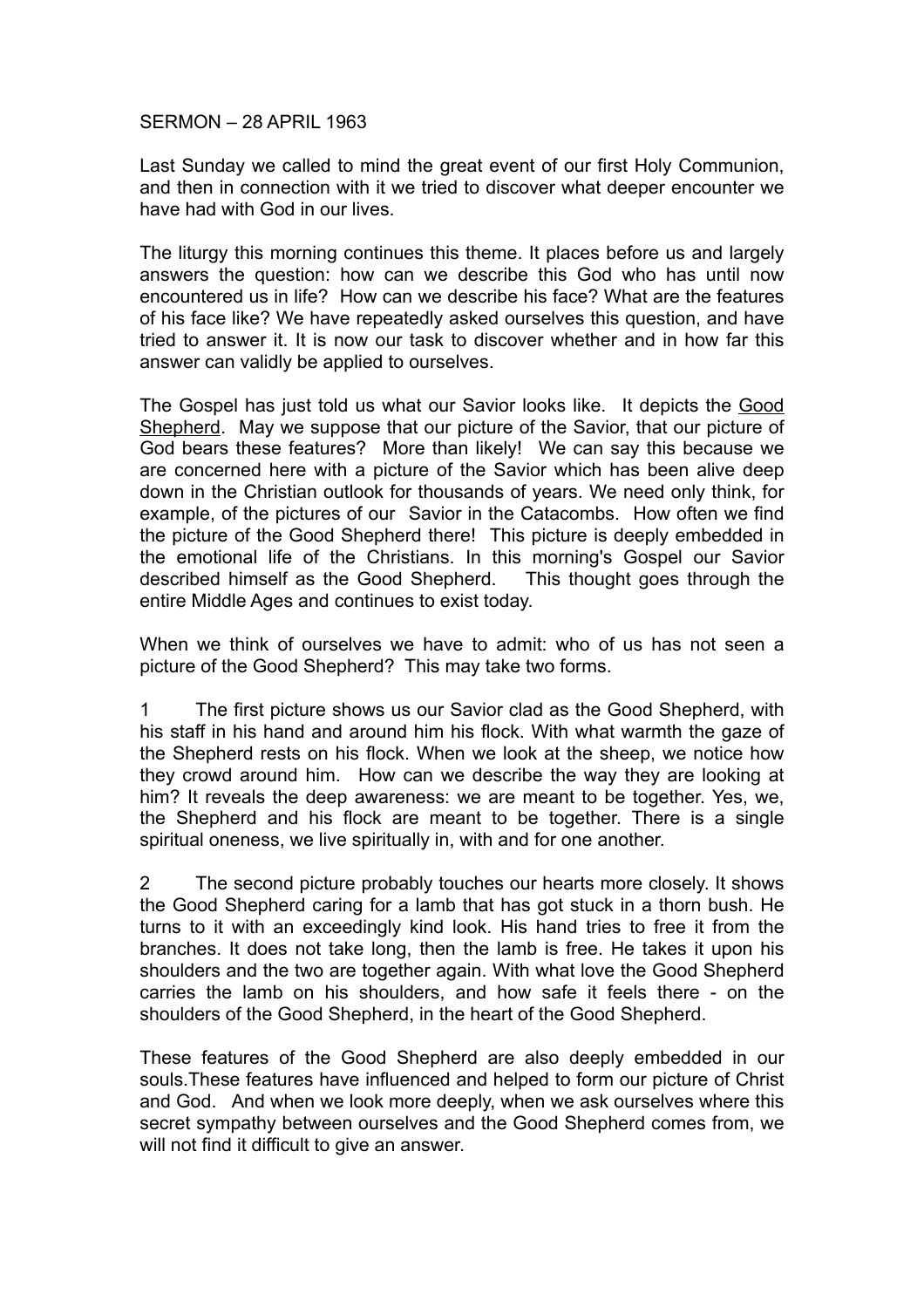SERMON – 28 APRIL 1963

Last Sunday we called to mind the great event of our first Holy Communion, and then in connection with it we tried to discover what deeper encounter we have had with God in our lives.

The liturgy this morning continues this theme. It places before us and largely answers the question: how can we describe this God who has until now encountered us in life? How can we describe his face? What are the features of his face like? We have repeatedly asked ourselves this question, and have tried to answer it. It is now our task to discover whether and in how far this answer can validly be applied to ourselves.

The Gospel has just told us what our Savior looks like. It depicts the <u>Good Shepherd</u>. May we suppose that our picture of the Savior, that our picture of God bears these features? More than likely! We can say this because we are concerned here with a picture of the Savior which has been alive deep down in the Christian outlook for thousands of years. We need only think, for example, of the pictures of our Savior in the Catacombs. How often we find the picture of the Good Shepherd there! This picture is deeply embedded in the emotional life of the Christians. In this morning's Gospel our Savior described himself as the Good Shepherd. This thought goes through the entire Middle Ages and continues to exist today.

When we think of ourselves we have to admit: who of us has not seen a picture of the Good Shepherd? This may take two forms.

1 The first picture shows us our Savior clad as the Good Shepherd, with his staff in his hand and around him his flock. With what warmth the gaze of the Shepherd rests on his flock. When we look at the sheep, we notice how they crowd around him. How can we describe the way they are looking at him? It reveals the deep awareness: we are meant to be together. Yes, we, the Shepherd and his flock are meant to be together. There is a single spiritual oneness, we live spiritually in, with and for one another.

2 The second picture probably touches our hearts more closely. It shows the Good Shepherd caring for a lamb that has got stuck in a thorn bush. He turns to it with an exceedingly kind look. His hand tries to free it from the branches. It does not take long, then the lamb is free. He takes it upon his shoulders and the two are together again. With what love the Good Shepherd carries the lamb on his shoulders, and how safe it feels there - on the shoulders of the Good Shepherd, in the heart of the Good Shepherd.

These features of the Good Shepherd are also deeply embedded in our souls.These features have influenced and helped to form our picture of Christ and God. And when we look more deeply, when we ask ourselves where this secret sympathy between ourselves and the Good Shepherd comes from, we will not find it difficult to give an answer.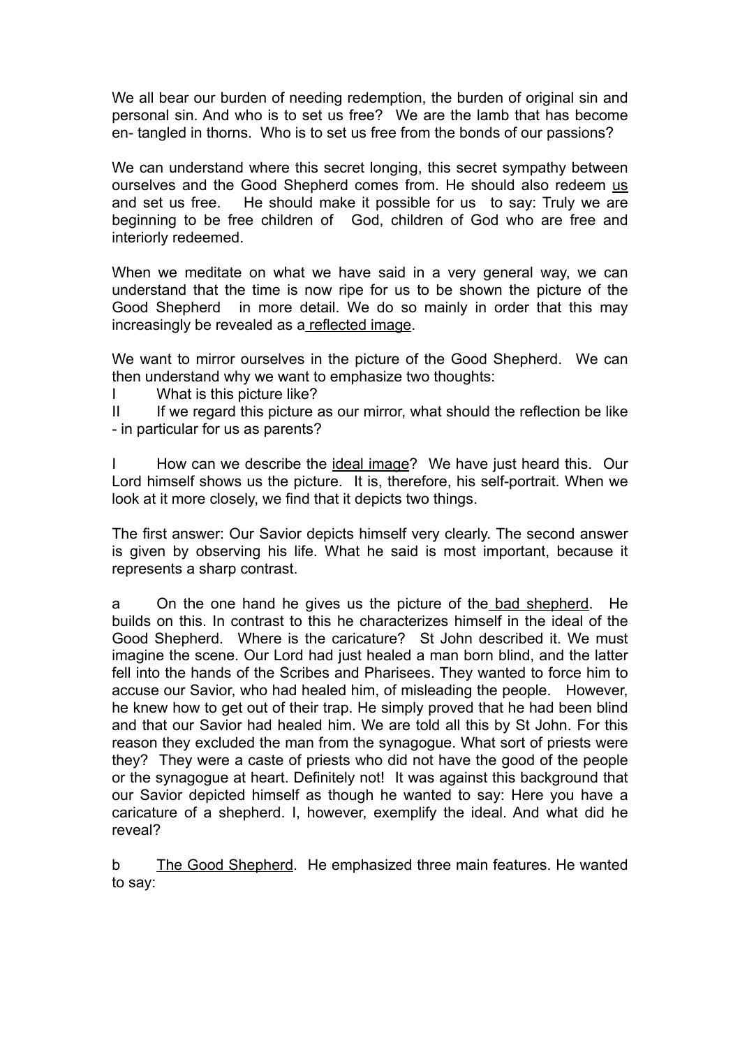We all bear our burden of needing redemption, the burden of original sin and personal sin. And who is to set us free? We are the lamb that has become en- tangled in thorns. Who is to set us free from the bonds of our passions?

We can understand where this secret longing, this secret sympathy between ourselves and the Good Shepherd comes from. He should also redeem <u>us</u> and set us free. He should make it possible for us to say: Truly we are beginning to be free children of God, children of God who are free and interiorly redeemed.

When we meditate on what we have said in a very general way, we can understand that the time is now ripe for us to be shown the picture of the Good Shepherd in more detail. We do so mainly in order that this may increasingly be revealed as a <u>reflected image</u>.

We want to mirror ourselves in the picture of the Good Shepherd. We can then understand why we want to emphasize two thoughts:

I What is this picture like?

II If we regard this picture as our mirror, what should the reflection be like - in particular for us as parents?

I How can we describe the <u>ideal image</u>? We have just heard this. Our Lord himself shows us the picture. It is, therefore, his self-portrait. When we look at it more closely, we find that it depicts two things.

The first answer: Our Savior depicts himself very clearly. The second answer is given by observing his life. What he said is most important, because it represents a sharp contrast.

a On the one hand he gives us the picture of the <u>bad shepherd</u>. He builds on this. In contrast to this he characterizes himself in the ideal of the Good Shepherd. Where is the caricature? St John described it. We must imagine the scene. Our Lord had just healed a man born blind, and the latter fell into the hands of the Scribes and Pharisees. They wanted to force him to accuse our Savior, who had healed him, of misleading the people. However, he knew how to get out of their trap. He simply proved that he had been blind and that our Savior had healed him. We are told all this by St John. For this reason they excluded the man from the synagogue. What sort of priests were they? They were a caste of priests who did not have the good of the people or the synagogue at heart. Definitely not! It was against this background that our Savior depicted himself as though he wanted to say: Here you have a caricature of a shepherd. I, however, exemplify the ideal. And what did he reveal?

b <u>The Good Shepherd</u>. He emphasized three main features. He wanted to say: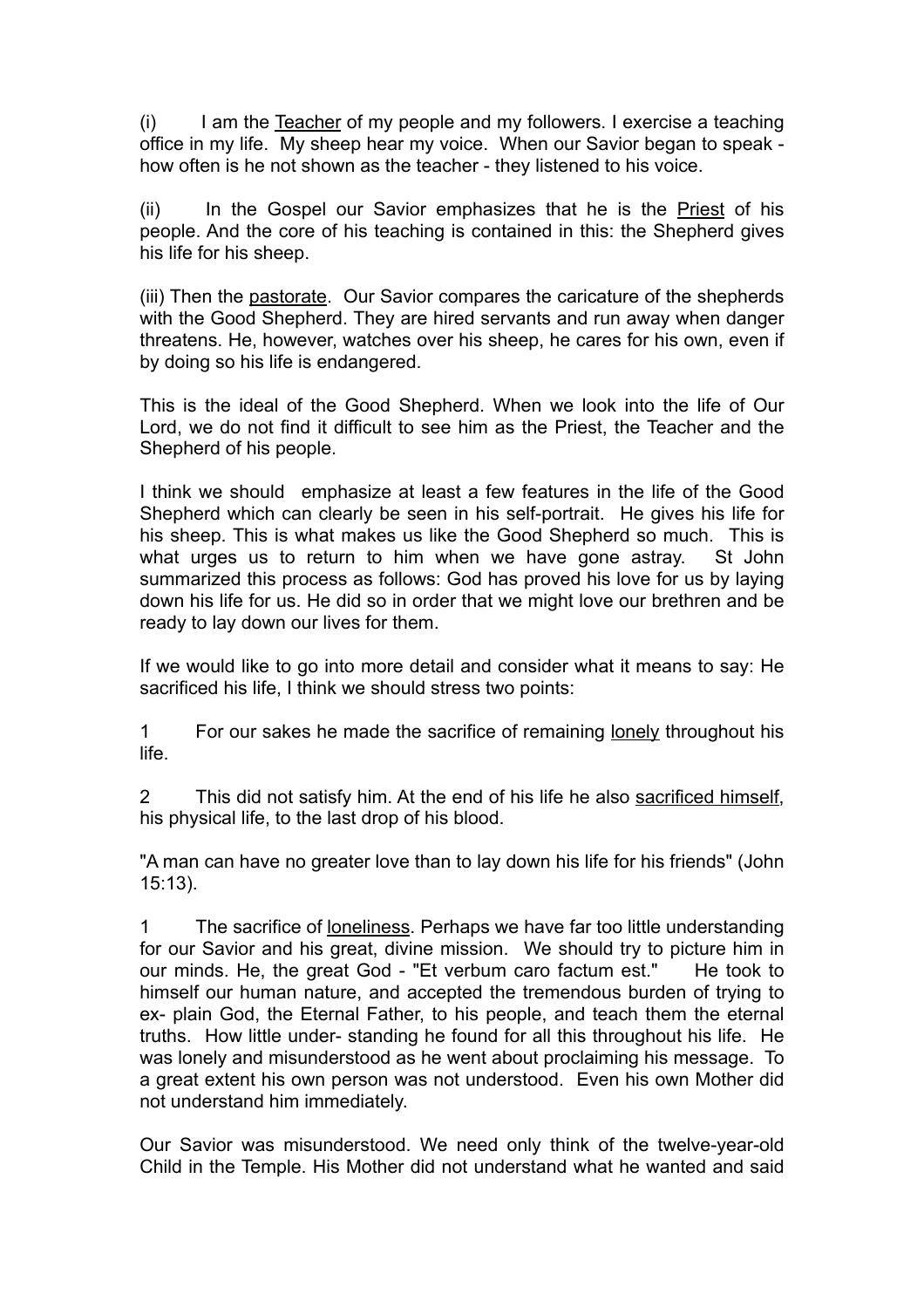(i) I am the <u>Teacher</u> of my people and my followers. I exercise a teaching office in my life. My sheep hear my voice. When our Savior began to speak - how often is he not shown as the teacher - they listened to his voice.

(ii) In the Gospel our Savior emphasizes that he is the <u>Priest</u> of his people. And the core of his teaching is contained in this: the Shepherd gives his life for his sheep.

(iii) Then the <u>pastorate</u>. Our Savior compares the caricature of the shepherds with the Good Shepherd. They are hired servants and run away when danger threatens. He, however, watches over his sheep, he cares for his own, even if by doing so his life is endangered.

This is the ideal of the Good Shepherd. When we look into the life of Our Lord, we do not find it difficult to see him as the Priest, the Teacher and the Shepherd of his people.

I think we should emphasize at least a few features in the life of the Good Shepherd which can clearly be seen in his self-portrait. He gives his life for his sheep. This is what makes us like the Good Shepherd so much. This is what urges us to return to him when we have gone astray. St John summarized this process as follows: God has proved his love for us by laying down his life for us. He did so in order that we might love our brethren and be ready to lay down our lives for them.

If we would like to go into more detail and consider what it means to say: He sacrificed his life, I think we should stress two points:

1 For our sakes he made the sacrifice of remaining <u>lonely</u> throughout his life.

2 This did not satisfy him. At the end of his life he also <u>sacrificed himself</u>, his physical life, to the last drop of his blood.

"A man can have no greater love than to lay down his life for his friends" (John 15:13).

1 The sacrifice of <u>loneliness</u>. Perhaps we have far too little understanding for our Savior and his great, divine mission. We should try to picture him in our minds. He, the great God - "Et verbum caro factum est." He took to himself our human nature, and accepted the tremendous burden of trying to ex- plain God, the Eternal Father, to his people, and teach them the eternal truths. How little under- standing he found for all this throughout his life. He was lonely and misunderstood as he went about proclaiming his message. To a great extent his own person was not understood. Even his own Mother did not understand him immediately.

Our Savior was misunderstood. We need only think of the twelve-year-old Child in the Temple. His Mother did not understand what he wanted and said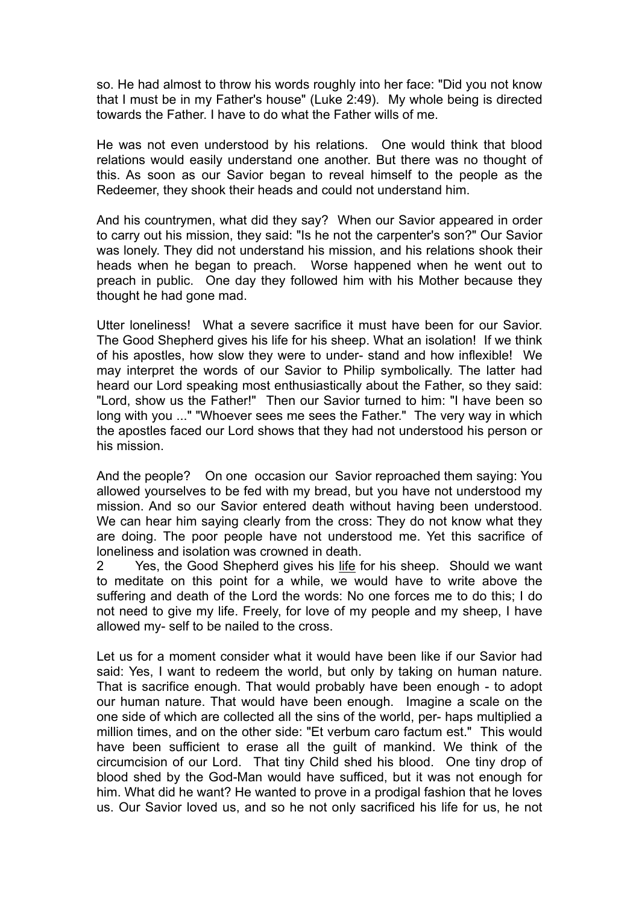so. He had almost to throw his words roughly into her face: "Did you not know that I must be in my Father's house" (Luke 2:49). My whole being is directed towards the Father. I have to do what the Father wills of me.

He was not even understood by his relations. One would think that blood relations would easily understand one another. But there was no thought of this. As soon as our Savior began to reveal himself to the people as the Redeemer, they shook their heads and could not understand him.

And his countrymen, what did they say? When our Savior appeared in order to carry out his mission, they said: "Is he not the carpenter's son?" Our Savior was lonely. They did not understand his mission, and his relations shook their heads when he began to preach. Worse happened when he went out to preach in public. One day they followed him with his Mother because they thought he had gone mad.

Utter loneliness! What a severe sacrifice it must have been for our Savior. The Good Shepherd gives his life for his sheep. What an isolation! If we think of his apostles, how slow they were to under- stand and how inflexible! We may interpret the words of our Savior to Philip symbolically. The latter had heard our Lord speaking most enthusiastically about the Father, so they said: "Lord, show us the Father!" Then our Savior turned to him: "I have been so long with you ..." "Whoever sees me sees the Father." The very way in which the apostles faced our Lord shows that they had not understood his person or his mission.

And the people? On one occasion our Savior reproached them saying: You allowed yourselves to be fed with my bread, but you have not understood my mission. And so our Savior entered death without having been understood. We can hear him saying clearly from the cross: They do not know what they are doing. The poor people have not understood me. Yet this sacrifice of loneliness and isolation was crowned in death.

2 Yes, the Good Shepherd gives his <u>life</u> for his sheep. Should we want to meditate on this point for a while, we would have to write above the suffering and death of the Lord the words: No one forces me to do this; I do not need to give my life. Freely, for love of my people and my sheep, I have allowed my- self to be nailed to the cross.

Let us for a moment consider what it would have been like if our Savior had said: Yes, I want to redeem the world, but only by taking on human nature. That is sacrifice enough. That would probably have been enough - to adopt our human nature. That would have been enough. Imagine a scale on the one side of which are collected all the sins of the world, per- haps multiplied a million times, and on the other side: "Et verbum caro factum est." This would have been sufficient to erase all the guilt of mankind. We think of the circumcision of our Lord. That tiny Child shed his blood. One tiny drop of blood shed by the God-Man would have sufficed, but it was not enough for him. What did he want? He wanted to prove in a prodigal fashion that he loves us. Our Savior loved us, and so he not only sacrificed his life for us, he not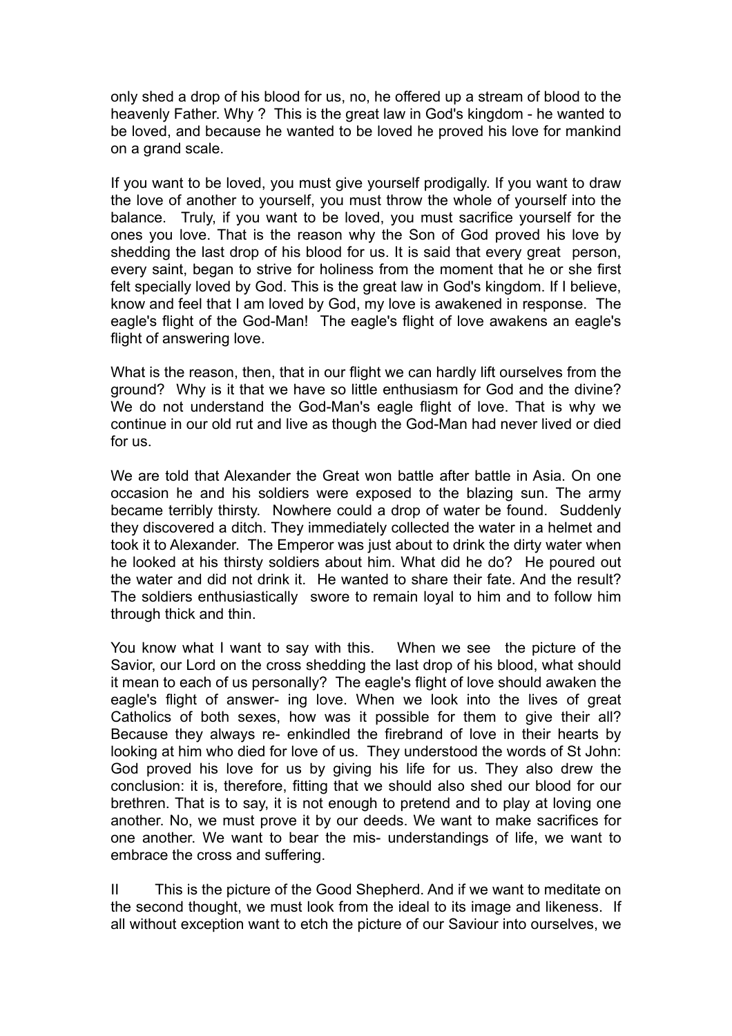only shed a drop of his blood for us, no, he offered up a stream of blood to the heavenly Father. Why ? This is the great law in God's kingdom - he wanted to be loved, and because he wanted to be loved he proved his love for mankind on a grand scale.

If you want to be loved, you must give yourself prodigally. If you want to draw the love of another to yourself, you must throw the whole of yourself into the balance. Truly, if you want to be loved, you must sacrifice yourself for the ones you love. That is the reason why the Son of God proved his love by shedding the last drop of his blood for us. It is said that every great person, every saint, began to strive for holiness from the moment that he or she first felt specially loved by God. This is the great law in God's kingdom. If I believe, know and feel that I am loved by God, my love is awakened in response. The eagle's flight of the God-Man! The eagle's flight of love awakens an eagle's flight of answering love.

What is the reason, then, that in our flight we can hardly lift ourselves from the ground? Why is it that we have so little enthusiasm for God and the divine? We do not understand the God-Man's eagle flight of love. That is why we continue in our old rut and live as though the God-Man had never lived or died for us.

We are told that Alexander the Great won battle after battle in Asia. On one occasion he and his soldiers were exposed to the blazing sun. The army became terribly thirsty. Nowhere could a drop of water be found. Suddenly they discovered a ditch. They immediately collected the water in a helmet and took it to Alexander. The Emperor was just about to drink the dirty water when he looked at his thirsty soldiers about him. What did he do? He poured out the water and did not drink it. He wanted to share their fate. And the result? The soldiers enthusiastically swore to remain loyal to him and to follow him through thick and thin.

You know what I want to say with this. When we see the picture of the Savior, our Lord on the cross shedding the last drop of his blood, what should it mean to each of us personally? The eagle's flight of love should awaken the eagle's flight of answer- ing love. When we look into the lives of great Catholics of both sexes, how was it possible for them to give their all? Because they always re- enkindled the firebrand of love in their hearts by looking at him who died for love of us. They understood the words of St John: God proved his love for us by giving his life for us. They also drew the conclusion: it is, therefore, fitting that we should also shed our blood for our brethren. That is to say, it is not enough to pretend and to play at loving one another. No, we must prove it by our deeds. We want to make sacrifices for one another. We want to bear the mis- understandings of life, we want to embrace the cross and suffering.

II This is the picture of the Good Shepherd. And if we want to meditate on the second thought, we must look from the ideal to its image and likeness. If all without exception want to etch the picture of our Saviour into ourselves, we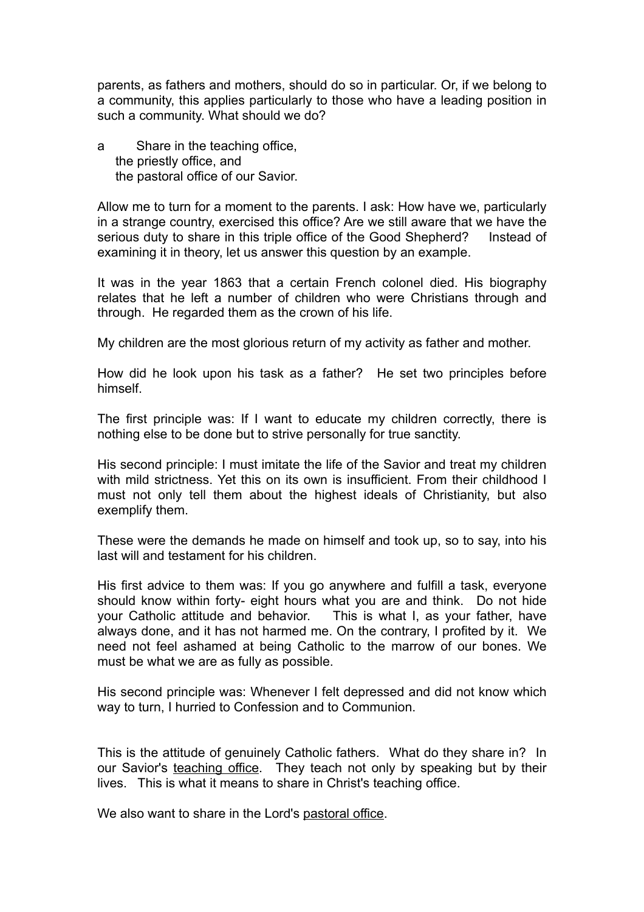parents, as fathers and mothers, should do so in particular. Or, if we belong to a community, this applies particularly to those who have a leading position in such a community. What should we do?

a Share in the teaching office,
the priestly office, and
the pastoral office of our Savior.

Allow me to turn for a moment to the parents. I ask: How have we, particularly in a strange country, exercised this office? Are we still aware that we have the serious duty to share in this triple office of the Good Shepherd? Instead of examining it in theory, let us answer this question by an example.

It was in the year 1863 that a certain French colonel died. His biography relates that he left a number of children who were Christians through and through. He regarded them as the crown of his life.

My children are the most glorious return of my activity as father and mother.

How did he look upon his task as a father? He set two principles before himself.

The first principle was: If I want to educate my children correctly, there is nothing else to be done but to strive personally for true sanctity.

His second principle: I must imitate the life of the Savior and treat my children with mild strictness. Yet this on its own is insufficient. From their childhood I must not only tell them about the highest ideals of Christianity, but also exemplify them.

These were the demands he made on himself and took up, so to say, into his last will and testament for his children.

His first advice to them was: If you go anywhere and fulfill a task, everyone should know within forty- eight hours what you are and think. Do not hide your Catholic attitude and behavior. This is what I, as your father, have always done, and it has not harmed me. On the contrary, I profited by it. We need not feel ashamed at being Catholic to the marrow of our bones. We must be what we are as fully as possible.

His second principle was: Whenever I felt depressed and did not know which way to turn, I hurried to Confession and to Communion.

This is the attitude of genuinely Catholic fathers. What do they share in? In our Savior's <u>teaching office</u>. They teach not only by speaking but by their lives. This is what it means to share in Christ's teaching office.

We also want to share in the Lord's <u>pastoral office</u>.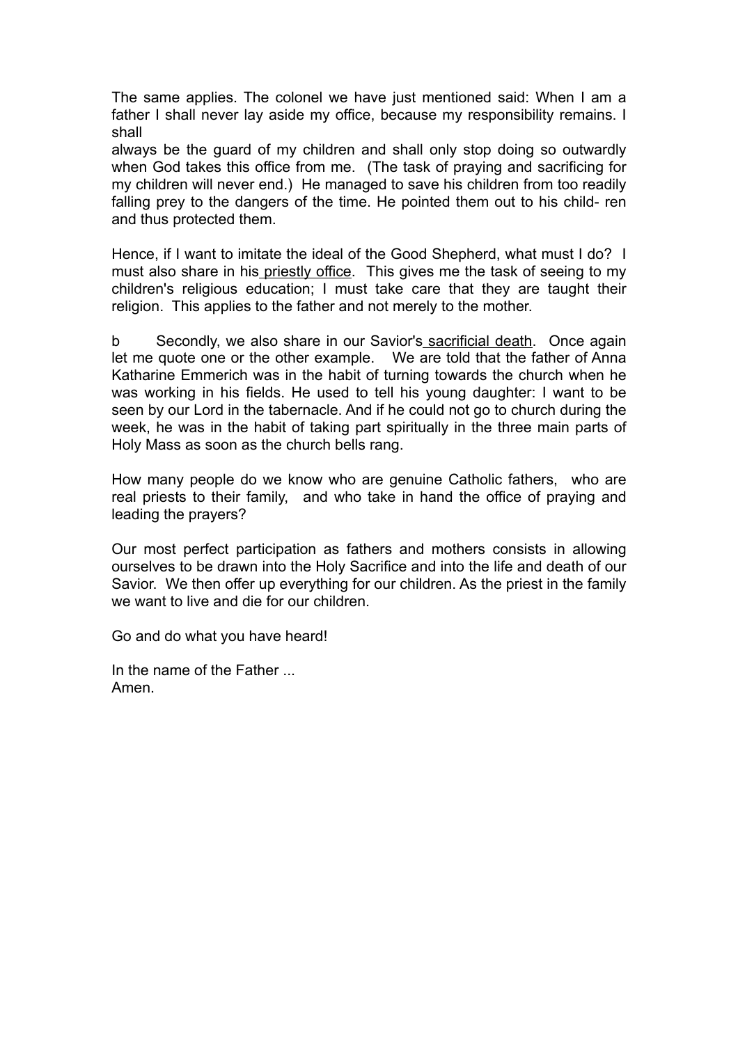The same applies. The colonel we have just mentioned said: When I am a father I shall never lay aside my office, because my responsibility remains. I shall always be the guard of my children and shall only stop doing so outwardly when God takes this office from me. (The task of praying and sacrificing for my children will never end.) He managed to save his children from too readily falling prey to the dangers of the time. He pointed them out to his child- ren and thus protected them.

Hence, if I want to imitate the ideal of the Good Shepherd, what must I do? I must also share in his priestly office. This gives me the task of seeing to my children's religious education; I must take care that they are taught their religion. This applies to the father and not merely to the mother.

b Secondly, we also share in our Savior's sacrificial death. Once again let me quote one or the other example. We are told that the father of Anna Katharine Emmerich was in the habit of turning towards the church when he was working in his fields. He used to tell his young daughter: I want to be seen by our Lord in the tabernacle. And if he could not go to church during the week, he was in the habit of taking part spiritually in the three main parts of Holy Mass as soon as the church bells rang.

How many people do we know who are genuine Catholic fathers, who are real priests to their family, and who take in hand the office of praying and leading the prayers?

Our most perfect participation as fathers and mothers consists in allowing ourselves to be drawn into the Holy Sacrifice and into the life and death of our Savior. We then offer up everything for our children. As the priest in the family we want to live and die for our children.

Go and do what you have heard!

In the name of the Father ...
Amen.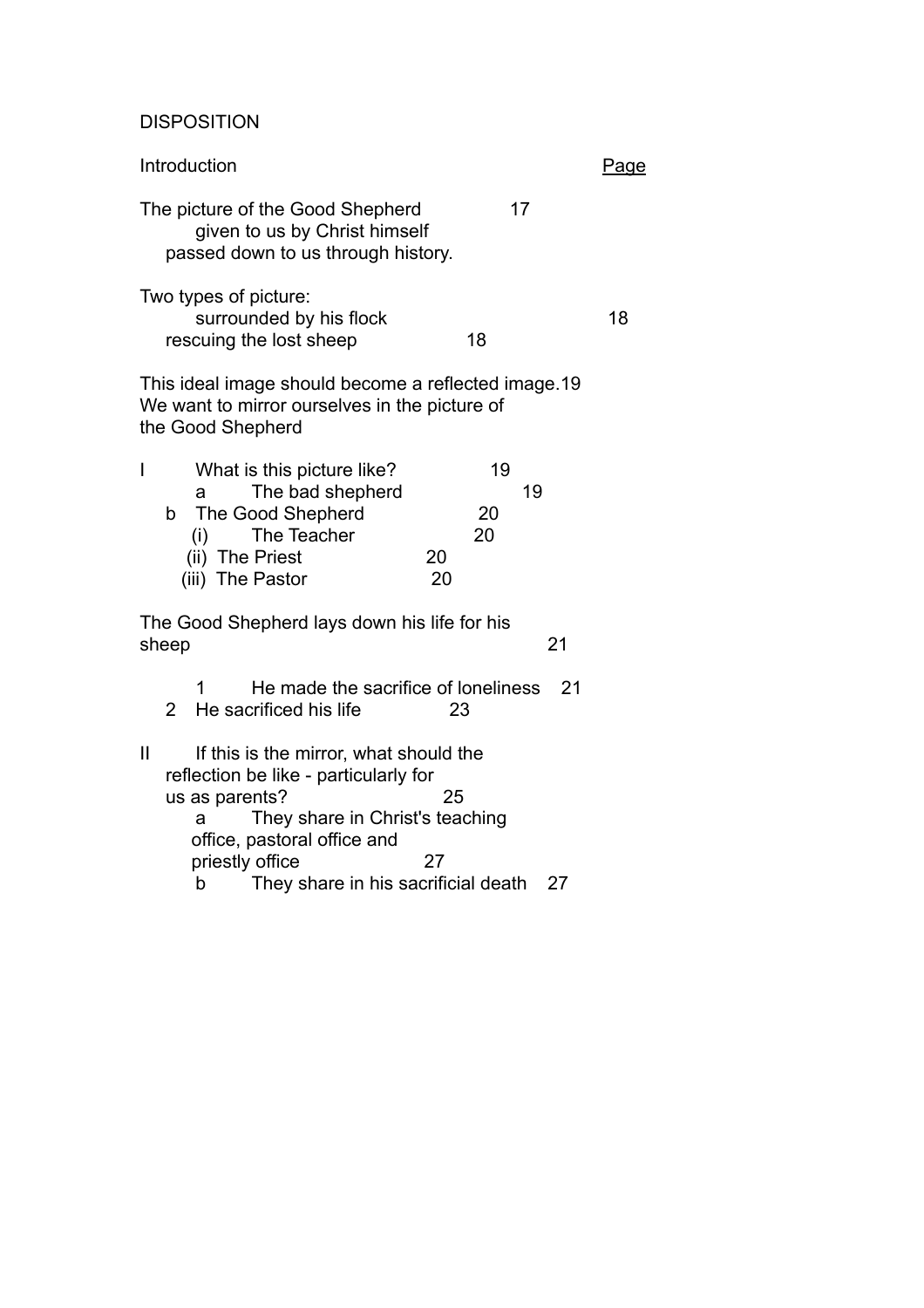DISPOSITION

| Introduction | Page |
|---|---|
| The picture of the Good Shepherd given to us by Christ himself passed down to us through history. | 17 |
| Two types of picture: | |
| surrounded by his flock | 18 |
| rescuing the lost sheep | 18 |
| This ideal image should become a reflected image. We want to mirror ourselves in the picture of the Good Shepherd | 19 |
| I What is this picture like? | 19 |
| a The bad shepherd | 19 |
| b The Good Shepherd | 20 |
| (i) The Teacher | 20 |
| (ii) The Priest | 20 |
| (iii) The Pastor | 20 |
| The Good Shepherd lays down his life for his sheep | 21 |
| 1 He made the sacrifice of loneliness | 21 |
| 2 He sacrificed his life | 23 |
| II If this is the mirror, what should the reflection be like - particularly for us as parents? | 25 |
| a They share in Christ's teaching office, pastoral office and priestly office | 27 |
| b They share in his sacrificial death | 27 |